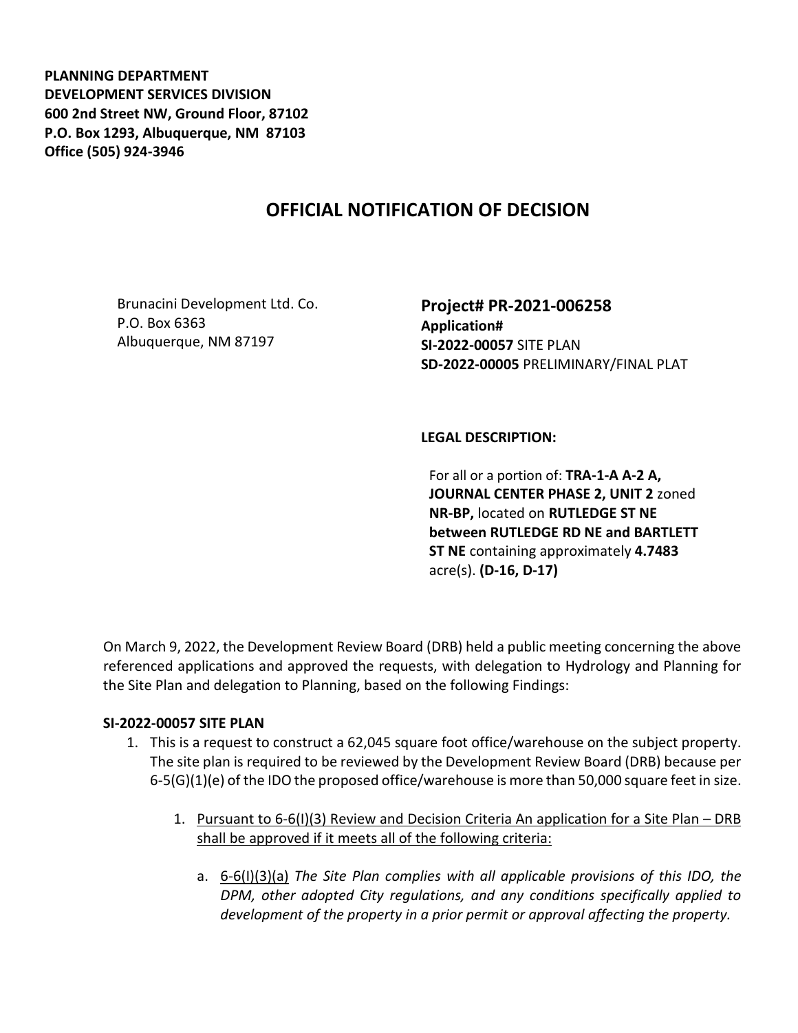**PLANNING DEPARTMENT**
**DEVELOPMENT SERVICES DIVISION**
**600 2nd Street NW, Ground Floor, 87102**
**P.O. Box 1293, Albuquerque, NM 87103**
**Office (505) 924-3946**

# OFFICIAL NOTIFICATION OF DECISION

Brunacini Development Ltd. Co.
P.O. Box 6363
Albuquerque, NM 87197

**Project# PR-2021-006258**
**Application#**
**SI-2022-00057** SITE PLAN
**SD-2022-00005** PRELIMINARY/FINAL PLAT

**LEGAL DESCRIPTION:**

For all or a portion of: **TRA-1-A A-2 A, JOURNAL CENTER PHASE 2, UNIT 2** zoned **NR-BP,** located on **RUTLEDGE ST NE between RUTLEDGE RD NE and BARTLETT ST NE** containing approximately **4.7483** acre(s). **(D-16, D-17)**

On March 9, 2022, the Development Review Board (DRB) held a public meeting concerning the above referenced applications and approved the requests, with delegation to Hydrology and Planning for the Site Plan and delegation to Planning, based on the following Findings:

**SI-2022-00057 SITE PLAN**

1. This is a request to construct a 62,045 square foot office/warehouse on the subject property. The site plan is required to be reviewed by the Development Review Board (DRB) because per 6-5(G)(1)(e) of the IDO the proposed office/warehouse is more than 50,000 square feet in size.

    1. <u>Pursuant to 6-6(I)(3) Review and Decision Criteria An application for a Site Plan – DRB shall be approved if it meets all of the following criteria:</u>

        a. <u>6-6(I)(3)(a)</u> *The Site Plan complies with all applicable provisions of this IDO, the DPM, other adopted City regulations, and any conditions specifically applied to development of the property in a prior permit or approval affecting the property.*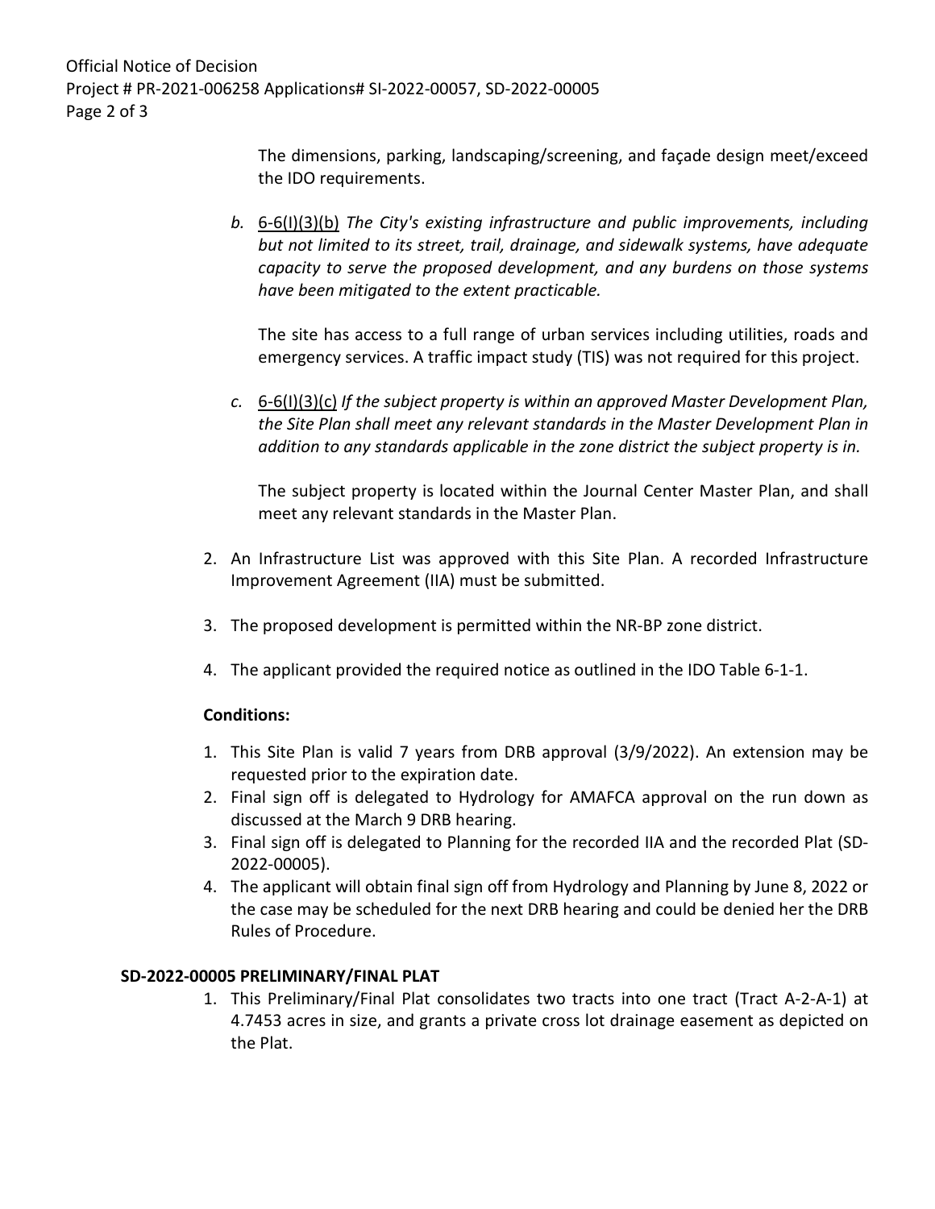The dimensions, parking, landscaping/screening, and façade design meet/exceed the IDO requirements.

*b.* 6-6(I)(3)(b) *The City's existing infrastructure and public improvements, including but not limited to its street, trail, drainage, and sidewalk systems, have adequate capacity to serve the proposed development, and any burdens on those systems have been mitigated to the extent practicable.*

The site has access to a full range of urban services including utilities, roads and emergency services. A traffic impact study (TIS) was not required for this project.

*c.* 6-6(I)(3)(c) *If the subject property is within an approved Master Development Plan, the Site Plan shall meet any relevant standards in the Master Development Plan in addition to any standards applicable in the zone district the subject property is in.*

The subject property is located within the Journal Center Master Plan, and shall meet any relevant standards in the Master Plan.

2. An Infrastructure List was approved with this Site Plan. A recorded Infrastructure Improvement Agreement (IIA) must be submitted.

3. The proposed development is permitted within the NR-BP zone district.

4. The applicant provided the required notice as outlined in the IDO Table 6-1-1.

**Conditions:**

1. This Site Plan is valid 7 years from DRB approval (3/9/2022). An extension may be requested prior to the expiration date.
2. Final sign off is delegated to Hydrology for AMAFCA approval on the run down as discussed at the March 9 DRB hearing.
3. Final sign off is delegated to Planning for the recorded IIA and the recorded Plat (SD-2022-00005).
4. The applicant will obtain final sign off from Hydrology and Planning by June 8, 2022 or the case may be scheduled for the next DRB hearing and could be denied her the DRB Rules of Procedure.

**SD-2022-00005 PRELIMINARY/FINAL PLAT**

1. This Preliminary/Final Plat consolidates two tracts into one tract (Tract A-2-A-1) at 4.7453 acres in size, and grants a private cross lot drainage easement as depicted on the Plat.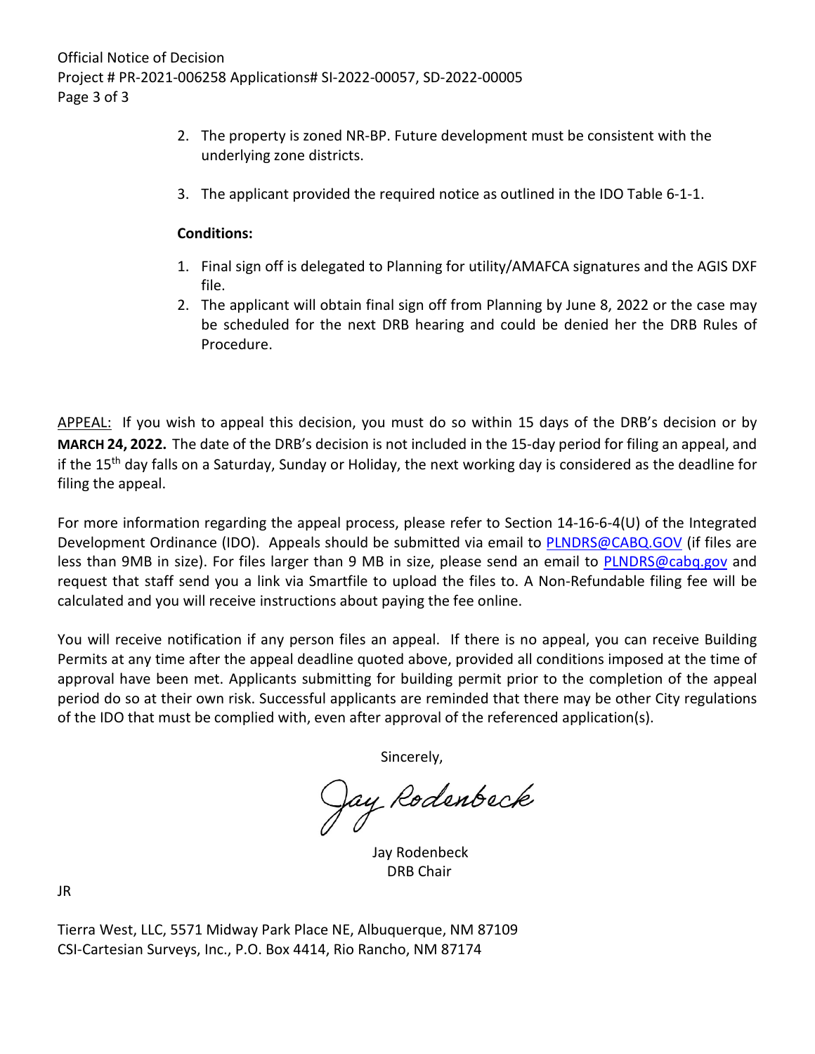2. The property is zoned NR-BP. Future development must be consistent with the underlying zone districts.

3. The applicant provided the required notice as outlined in the IDO Table 6-1-1.

**Conditions:**

1. Final sign off is delegated to Planning for utility/AMAFCA signatures and the AGIS DXF file.
2. The applicant will obtain final sign off from Planning by June 8, 2022 or the case may be scheduled for the next DRB hearing and could be denied her the DRB Rules of Procedure.

APPEAL: If you wish to appeal this decision, you must do so within 15 days of the DRB's decision or by **MARCH 24, 2022.** The date of the DRB's decision is not included in the 15-day period for filing an appeal, and if the 15th day falls on a Saturday, Sunday or Holiday, the next working day is considered as the deadline for filing the appeal.

For more information regarding the appeal process, please refer to Section 14-16-6-4(U) of the Integrated Development Ordinance (IDO). Appeals should be submitted via email to PLNDRS@CABQ.GOV (if files are less than 9MB in size). For files larger than 9 MB in size, please send an email to PLNDRS@cabq.gov and request that staff send you a link via Smartfile to upload the files to. A Non-Refundable filing fee will be calculated and you will receive instructions about paying the fee online.

You will receive notification if any person files an appeal. If there is no appeal, you can receive Building Permits at any time after the appeal deadline quoted above, provided all conditions imposed at the time of approval have been met. Applicants submitting for building permit prior to the completion of the appeal period do so at their own risk. Successful applicants are reminded that there may be other City regulations of the IDO that must be complied with, even after approval of the referenced application(s).

Sincerely,

Jay Rodenbeck

Jay Rodenbeck
DRB Chair

JR

Tierra West, LLC, 5571 Midway Park Place NE, Albuquerque, NM 87109
CSI-Cartesian Surveys, Inc., P.O. Box 4414, Rio Rancho, NM 87174